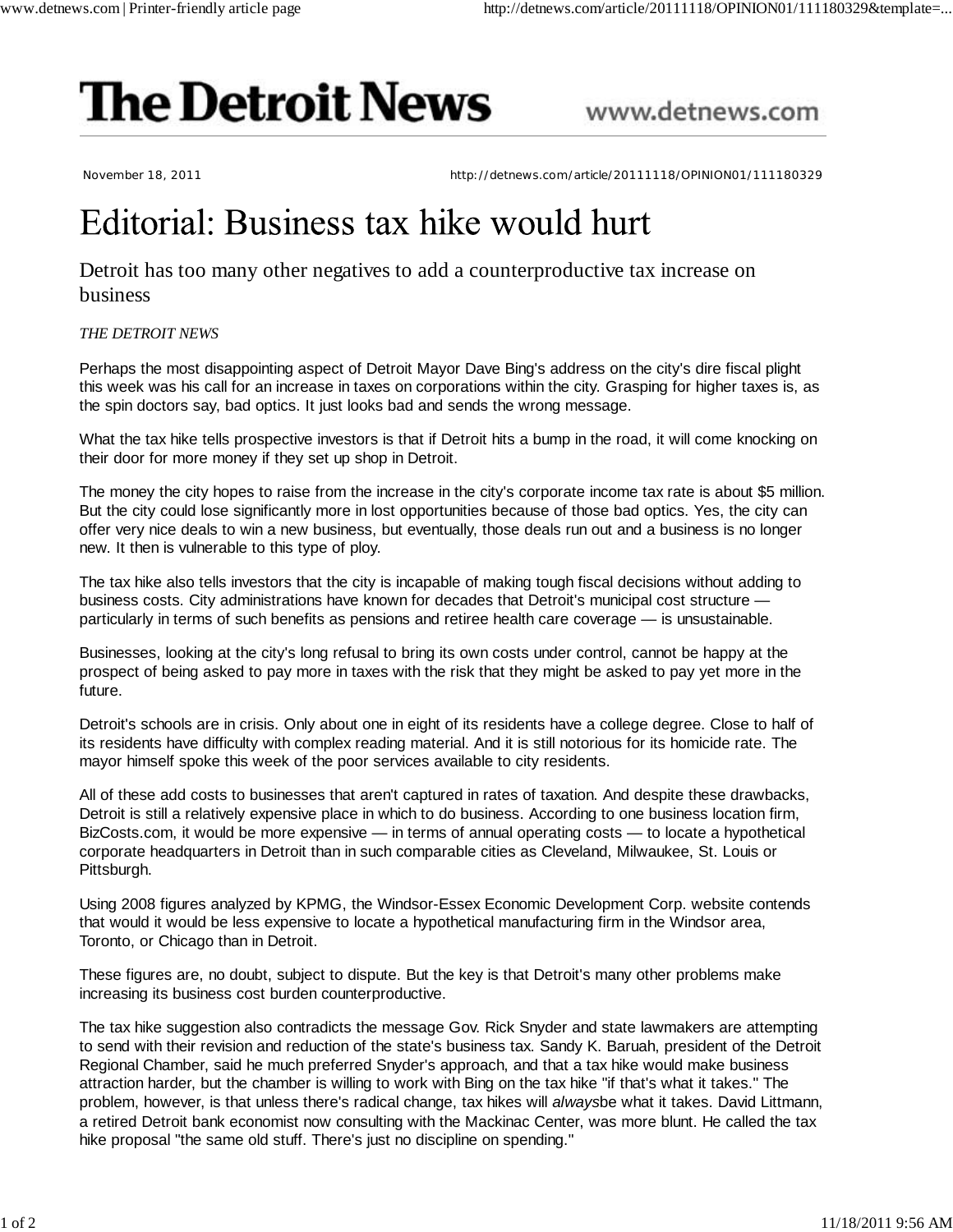# The Detroit News

www.detnews.com

November 18, 2011 http://detnews.com/article/20111118/OPINION01/111180329

# Editorial: Business tax hike would hurt

## Detroit has too many other negatives to add a counterproductive tax increase on business

*THE DETROIT NEWS*

Perhaps the most disappointing aspect of Detroit Mayor Dave Bing's address on the city's dire fiscal plight this week was his call for an increase in taxes on corporations within the city. Grasping for higher taxes is, as the spin doctors say, bad optics. It just looks bad and sends the wrong message.

What the tax hike tells prospective investors is that if Detroit hits a bump in the road, it will come knocking on their door for more money if they set up shop in Detroit.

The money the city hopes to raise from the increase in the city's corporate income tax rate is about $5 million. But the city could lose significantly more in lost opportunities because of those bad optics. Yes, the city can offer very nice deals to win a new business, but eventually, those deals run out and a business is no longer new. It then is vulnerable to this type of ploy.

The tax hike also tells investors that the city is incapable of making tough fiscal decisions without adding to business costs. City administrations have known for decades that Detroit's municipal cost structure — particularly in terms of such benefits as pensions and retiree health care coverage — is unsustainable.

Businesses, looking at the city's long refusal to bring its own costs under control, cannot be happy at the prospect of being asked to pay more in taxes with the risk that they might be asked to pay yet more in the future.

Detroit's schools are in crisis. Only about one in eight of its residents have a college degree. Close to half of its residents have difficulty with complex reading material. And it is still notorious for its homicide rate. The mayor himself spoke this week of the poor services available to city residents.

All of these add costs to businesses that aren't captured in rates of taxation. And despite these drawbacks, Detroit is still a relatively expensive place in which to do business. According to one business location firm, BizCosts.com, it would be more expensive — in terms of annual operating costs — to locate a hypothetical corporate headquarters in Detroit than in such comparable cities as Cleveland, Milwaukee, St. Louis or Pittsburgh.

Using 2008 figures analyzed by KPMG, the Windsor-Essex Economic Development Corp. website contends that would it would be less expensive to locate a hypothetical manufacturing firm in the Windsor area, Toronto, or Chicago than in Detroit.

These figures are, no doubt, subject to dispute. But the key is that Detroit's many other problems make increasing its business cost burden counterproductive.

The tax hike suggestion also contradicts the message Gov. Rick Snyder and state lawmakers are attempting to send with their revision and reduction of the state's business tax. Sandy K. Baruah, president of the Detroit Regional Chamber, said he much preferred Snyder's approach, and that a tax hike would make business attraction harder, but the chamber is willing to work with Bing on the tax hike "if that's what it takes." The problem, however, is that unless there's radical change, tax hikes will *always*be what it takes. David Littmann, a retired Detroit bank economist now consulting with the Mackinac Center, was more blunt. He called the tax hike proposal "the same old stuff. There's just no discipline on spending."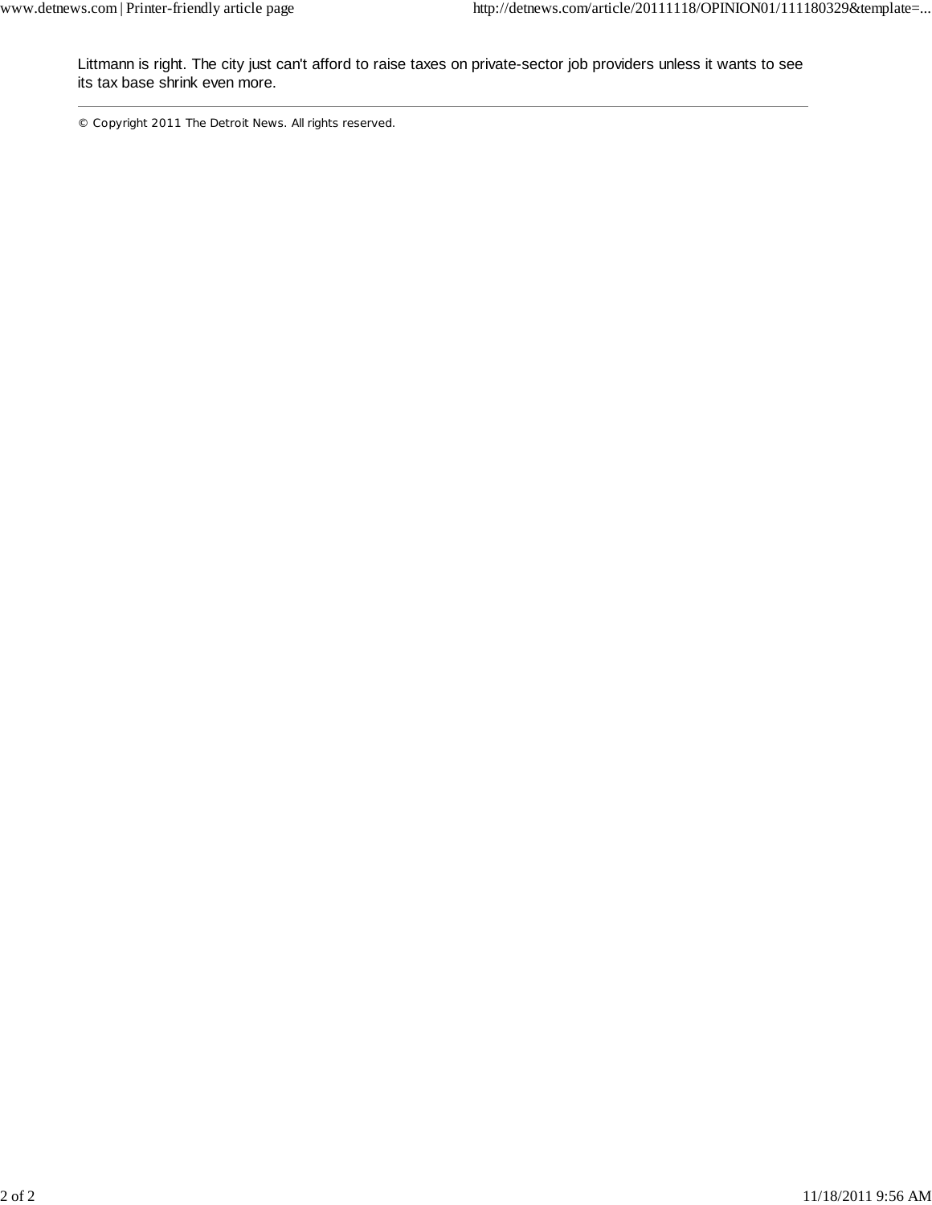Littmann is right. The city just can't afford to raise taxes on private-sector job providers unless it wants to see its tax base shrink even more.

---

© Copyright 2011 The Detroit News. All rights reserved.